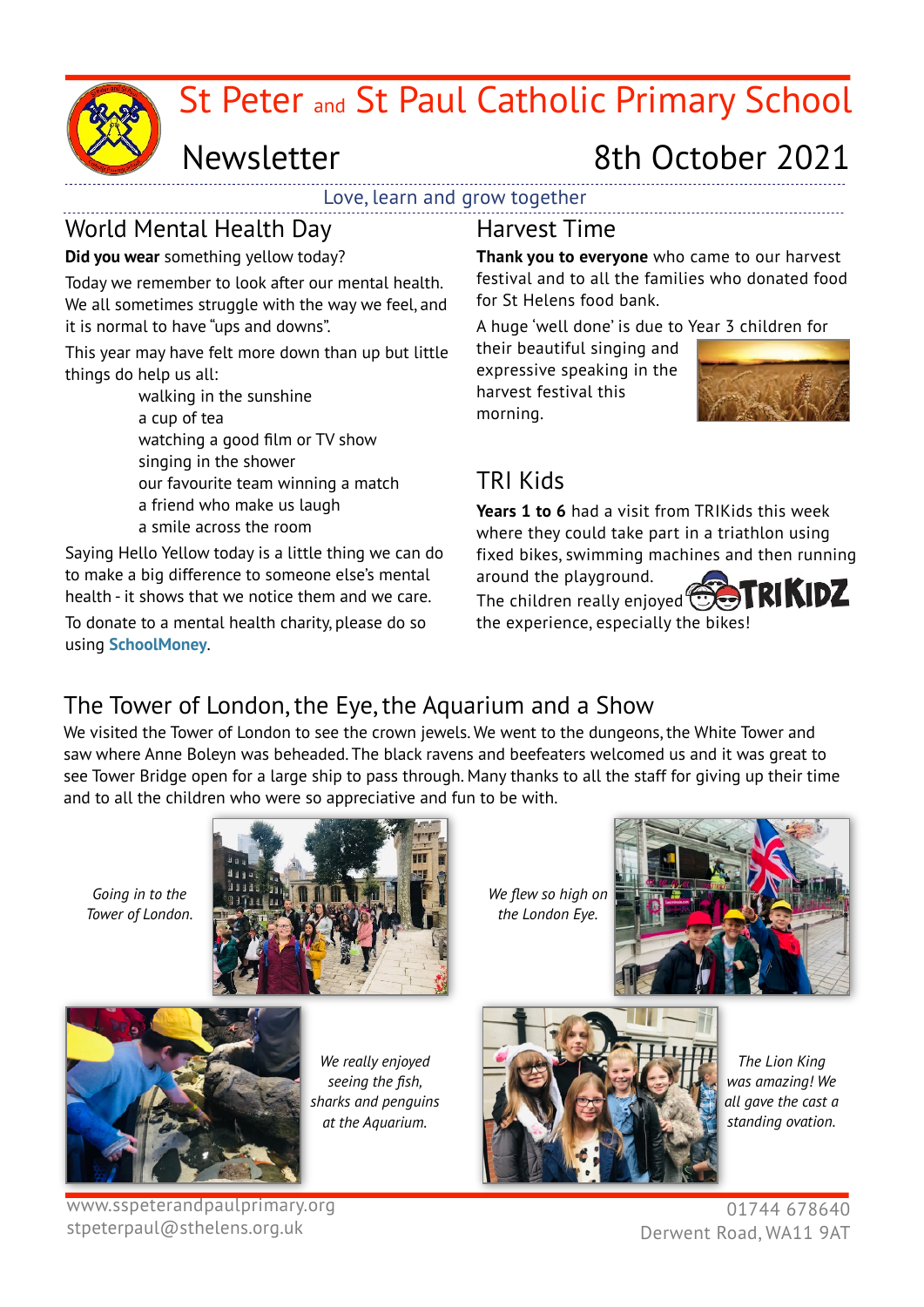# St Peter and St Paul Catholic Primary School

## Newsletter

8th October 2021

Love, learn and grow together

## World Mental Health Day

**Did you wear** something yellow today?

Today we remember to look after our mental health. We all sometimes struggle with the way we feel, and it is normal to have "ups and downs".

This year may have felt more down than up but little things do help us all:

- walking in the sunshine
- a cup of tea
- watching a good film or TV show
- singing in the shower
- our favourite team winning a match
- a friend who make us laugh
- a smile across the room

Saying Hello Yellow today is a little thing we can do to make a big difference to someone else's mental health - it shows that we notice them and we care.

To donate to a mental health charity, please do so using **SchoolMoney**.

## Harvest Time

**Thank you to everyone** who came to our harvest festival and to all the families who donated food for St Helens food bank.

A huge 'well done' is due to Year 3 children for their beautiful singing and expressive speaking in the harvest festival this morning.

## TRI Kids

**Years 1 to 6** had a visit from TRIKids this week where they could take part in a triathlon using fixed bikes, swimming machines and then running around the playground.

The children really enjoyed the experience, especially the bikes!

## The Tower of London, the Eye, the Aquarium and a Show

We visited the Tower of London to see the crown jewels. We went to the dungeons, the White Tower and saw where Anne Boleyn was beheaded. The black ravens and beefeaters welcomed us and it was great to see Tower Bridge open for a large ship to pass through. Many thanks to all the staff for giving up their time and to all the children who were so appreciative and fun to be with.

*Going in to the Tower of London.*

*We flew so high on the London Eye.*

*We really enjoyed seeing the fish, sharks and penguins at the Aquarium.*

*The Lion King was amazing! We all gave the cast a standing ovation.*

www.sspeterandpaulprimary.org
stpeterpaul@sthelens.org.uk

01744 678640
Derwent Road, WA11 9AT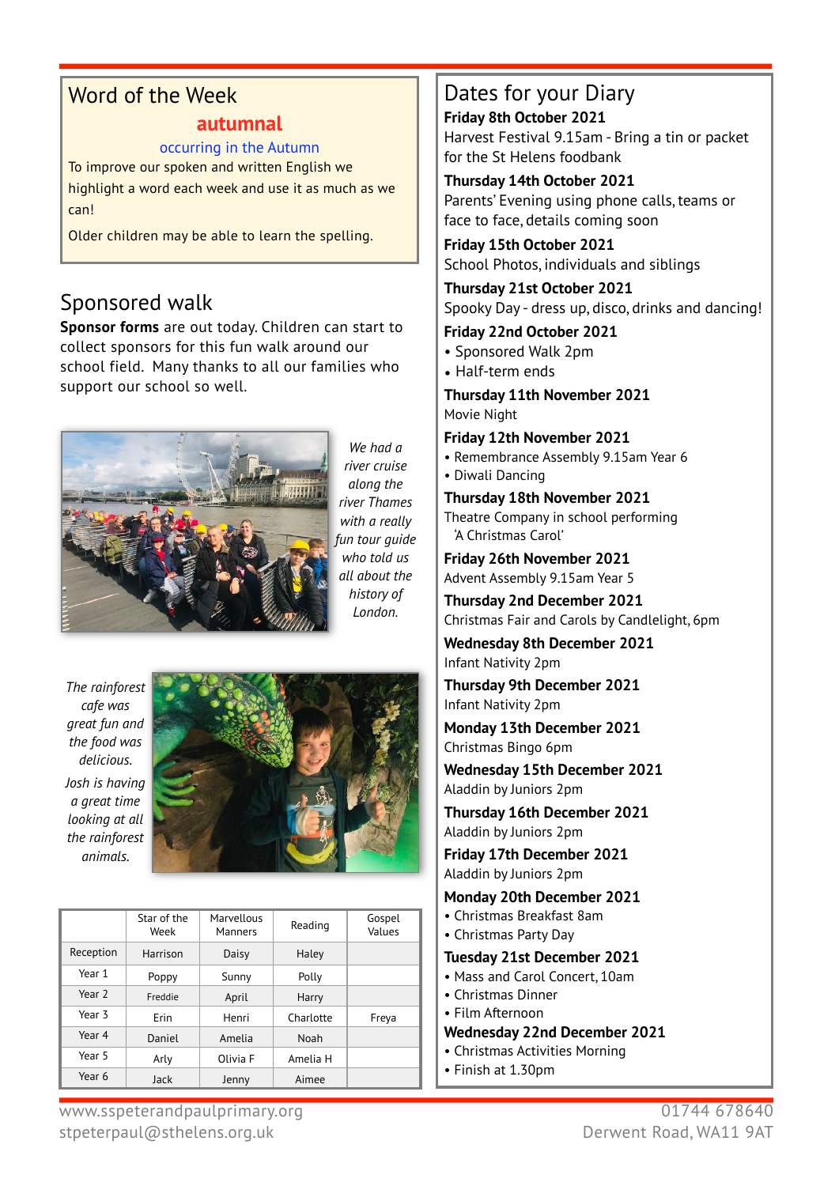## Word of the Week

**autumnal**

occurring in the Autumn

To improve our spoken and written English we highlight a word each week and use it as much as we can!

Older children may be able to learn the spelling.

## Sponsored walk

**Sponsor forms** are out today. Children can start to collect sponsors for this fun walk around our school field. Many thanks to all our families who support our school so well.

*We had a river cruise along the river Thames with a really fun tour guide who told us all about the history of London.*

*The rainforest cafe was great fun and the food was delicious.*

*Josh is having a great time looking at all the rainforest animals.*

| | Star of the Week | Marvellous Manners | Reading | Gospel Values |
|---|---|---|---|---|
| Reception | Harrison | Daisy | Haley | |
| Year 1 | Poppy | Sunny | Polly | |
| Year 2 | Freddie | April | Harry | |
| Year 3 | Erin | Henri | Charlotte | Freya |
| Year 4 | Daniel | Amelia | Noah | |
| Year 5 | Arly | Olivia F | Amelia H | |
| Year 6 | Jack | Jenny | Aimee | |

## Dates for your Diary

**Friday 8th October 2021**
Harvest Festival 9.15am - Bring a tin or packet for the St Helens foodbank

**Thursday 14th October 2021**
Parents' Evening using phone calls, teams or face to face, details coming soon

**Friday 15th October 2021**
School Photos, individuals and siblings

**Thursday 21st October 2021**
Spooky Day - dress up, disco, drinks and dancing!

**Friday 22nd October 2021**
- Sponsored Walk 2pm
- Half-term ends

**Thursday 11th November 2021**
Movie Night

**Friday 12th November 2021**
- Remembrance Assembly 9.15am Year 6
- Diwali Dancing

**Thursday 18th November 2021**
Theatre Company in school performing 'A Christmas Carol'

**Friday 26th November 2021**
Advent Assembly 9.15am Year 5

**Thursday 2nd December 2021**
Christmas Fair and Carols by Candlelight, 6pm

**Wednesday 8th December 2021**
Infant Nativity 2pm

**Thursday 9th December 2021**
Infant Nativity 2pm

**Monday 13th December 2021**
Christmas Bingo 6pm

**Wednesday 15th December 2021**
Aladdin by Juniors 2pm

**Thursday 16th December 2021**
Aladdin by Juniors 2pm

**Friday 17th December 2021**
Aladdin by Juniors 2pm

**Monday 20th December 2021**
- Christmas Breakfast 8am
- Christmas Party Day

**Tuesday 21st December 2021**
- Mass and Carol Concert, 10am
- Christmas Dinner
- Film Afternoon

**Wednesday 22nd December 2021**
- Christmas Activities Morning
- Finish at 1.30pm

www.sspeterandpaulprimary.org
stpeterpaul@sthelens.org.uk

01744 678640
Derwent Road, WA11 9AT